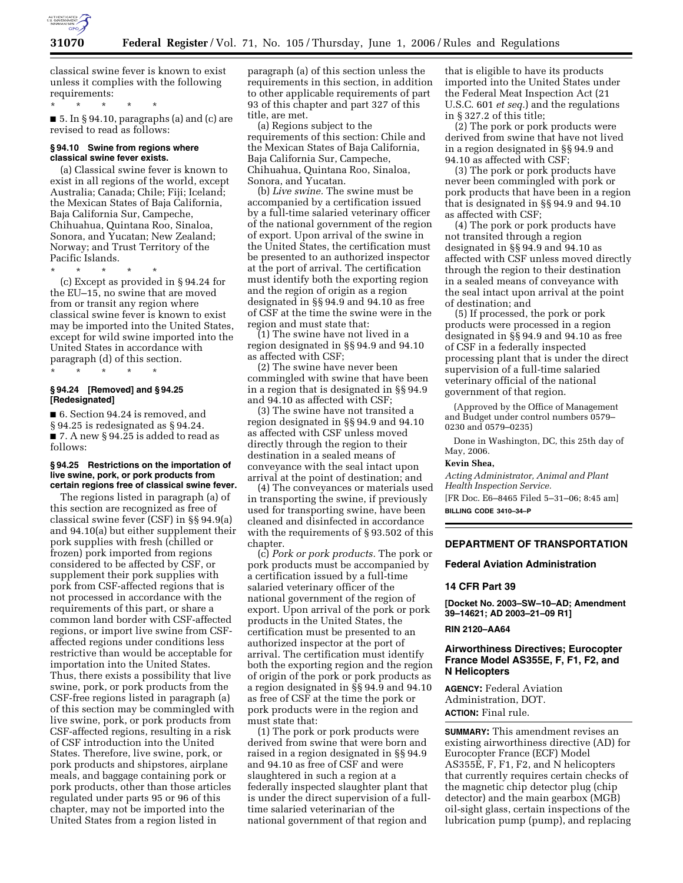classical swine fever is known to exist unless it complies with the following requirements:

\* \* \* \* \*

■ 5. In § 94.10, paragraphs (a) and (c) are revised to read as follows:

### § 94.10 Swine from regions where classical swine fever exists.

(a) Classical swine fever is known to exist in all regions of the world, except Australia; Canada; Chile; Fiji; Iceland; the Mexican States of Baja California, Baja California Sur, Campeche, Chihuahua, Quintana Roo, Sinaloa, Sonora, and Yucatan; New Zealand; Norway; and Trust Territory of the Pacific Islands.

\* \* \* \* \*

(c) Except as provided in § 94.24 for the EU–15, no swine that are moved from or transit any region where classical swine fever is known to exist may be imported into the United States, except for wild swine imported into the United States in accordance with paragraph (d) of this section.

\* \* \* \* \*

### § 94.24 [Removed] and § 94.25 [Redesignated]

■ 6. Section 94.24 is removed, and § 94.25 is redesignated as § 94.24.

■ 7. A new § 94.25 is added to read as follows:

### § 94.25 Restrictions on the importation of live swine, pork, or pork products from certain regions free of classical swine fever.

The regions listed in paragraph (a) of this section are recognized as free of classical swine fever (CSF) in §§ 94.9(a) and 94.10(a) but either supplement their pork supplies with fresh (chilled or frozen) pork imported from regions considered to be affected by CSF, or supplement their pork supplies with pork from CSF-affected regions that is not processed in accordance with the requirements of this part, or share a common land border with CSF-affected regions, or import live swine from CSF-affected regions under conditions less restrictive than would be acceptable for importation into the United States. Thus, there exists a possibility that live swine, pork, or pork products from the CSF-free regions listed in paragraph (a) of this section may be commingled with live swine, pork, or pork products from CSF-affected regions, resulting in a risk of CSF introduction into the United States. Therefore, live swine, pork, or pork products and shipstores, airplane meals, and baggage containing pork or pork products, other than those articles regulated under parts 95 or 96 of this chapter, may not be imported into the United States from a region listed in paragraph (a) of this section unless the requirements in this section, in addition to other applicable requirements of part 93 of this chapter and part 327 of this title, are met.

(a) Regions subject to the requirements of this section: Chile and the Mexican States of Baja California, Baja California Sur, Campeche, Chihuahua, Quintana Roo, Sinaloa, Sonora, and Yucatan.

(b) *Live swine.* The swine must be accompanied by a certification issued by a full-time salaried veterinary officer of the national government of the region of export. Upon arrival of the swine in the United States, the certification must be presented to an authorized inspector at the port of arrival. The certification must identify both the exporting region and the region of origin as a region designated in §§ 94.9 and 94.10 as free of CSF at the time the swine were in the region and must state that:

(1) The swine have not lived in a region designated in §§ 94.9 and 94.10 as affected with CSF;

(2) The swine have never been commingled with swine that have been in a region that is designated in §§ 94.9 and 94.10 as affected with CSF;

(3) The swine have not transited a region designated in §§ 94.9 and 94.10 as affected with CSF unless moved directly through the region to their destination in a sealed means of conveyance with the seal intact upon arrival at the point of destination; and

(4) The conveyances or materials used in transporting the swine, if previously used for transporting swine, have been cleaned and disinfected in accordance with the requirements of § 93.502 of this chapter.

(c) *Pork or pork products.* The pork or pork products must be accompanied by a certification issued by a full-time salaried veterinary officer of the national government of the region of export. Upon arrival of the pork or pork products in the United States, the certification must be presented to an authorized inspector at the port of arrival. The certification must identify both the exporting region and the region of origin of the pork or pork products as a region designated in §§ 94.9 and 94.10 as free of CSF at the time the pork or pork products were in the region and must state that:

(1) The pork or pork products were derived from swine that were born and raised in a region designated in §§ 94.9 and 94.10 as free of CSF and were slaughtered in such a region at a federally inspected slaughter plant that is under the direct supervision of a full-time salaried veterinarian of the national government of that region and that is eligible to have its products imported into the United States under the Federal Meat Inspection Act (21 U.S.C. 601 *et seq.*) and the regulations in § 327.2 of this title;

(2) The pork or pork products were derived from swine that have not lived in a region designated in §§ 94.9 and 94.10 as affected with CSF;

(3) The pork or pork products have never been commingled with pork or pork products that have been in a region that is designated in §§ 94.9 and 94.10 as affected with CSF;

(4) The pork or pork products have not transited through a region designated in §§ 94.9 and 94.10 as affected with CSF unless moved directly through the region to their destination in a sealed means of conveyance with the seal intact upon arrival at the point of destination; and

(5) If processed, the pork or pork products were processed in a region designated in §§ 94.9 and 94.10 as free of CSF in a federally inspected processing plant that is under the direct supervision of a full-time salaried veterinary official of the national government of that region.

(Approved by the Office of Management and Budget under control numbers 0579–0230 and 0579–0235)

Done in Washington, DC, this 25th day of May, 2006.

**Kevin Shea,**

*Acting Administrator, Animal and Plant Health Inspection Service.*

[FR Doc. E6–8465 Filed 5–31–06; 8:45 am]

**BILLING CODE 3410–34–P**

---

## DEPARTMENT OF TRANSPORTATION

### Federal Aviation Administration

### 14 CFR Part 39

**[Docket No. 2003–SW–10–AD; Amendment 39–14621; AD 2003–21–09 R1]**

**RIN 2120–AA64**

### Airworthiness Directives; Eurocopter France Model AS355E, F, F1, F2, and N Helicopters

**AGENCY:** Federal Aviation Administration, DOT.

**ACTION:** Final rule.

**SUMMARY:** This amendment revises an existing airworthiness directive (AD) for Eurocopter France (ECF) Model AS355E, F, F1, F2, and N helicopters that currently requires certain checks of the magnetic chip detector plug (chip detector) and the main gearbox (MGB) oil-sight glass, certain inspections of the lubrication pump (pump), and replacing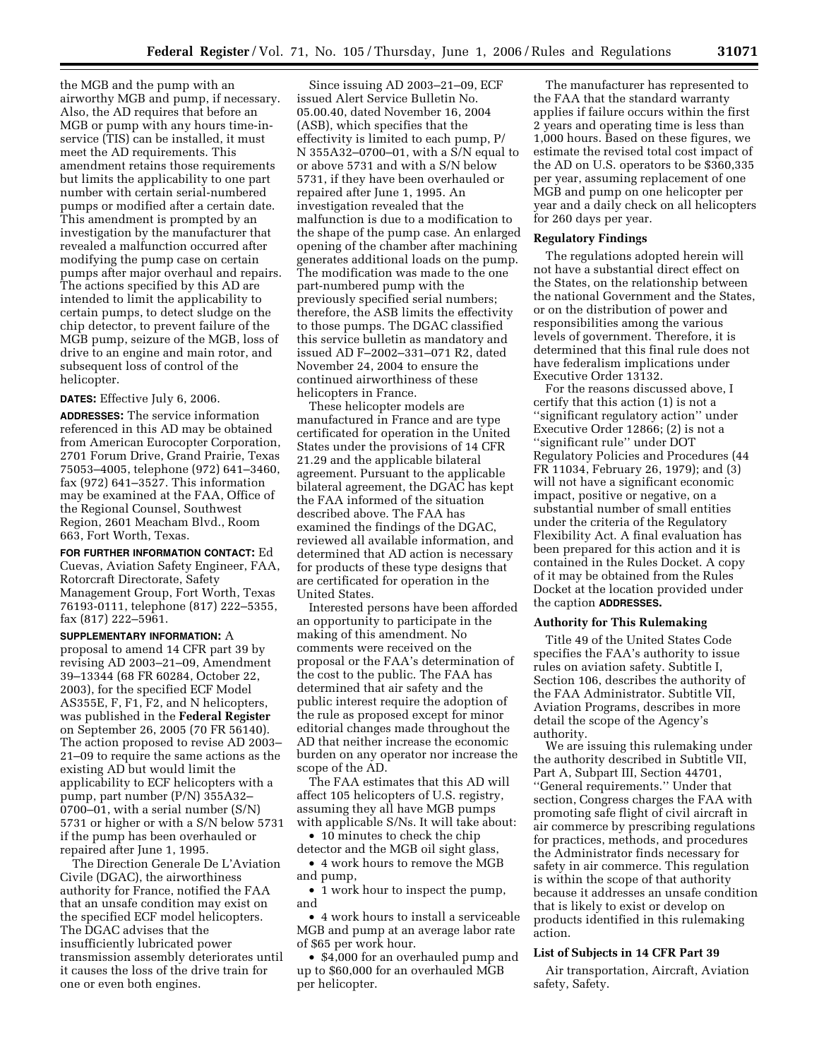the MGB and the pump with an airworthy MGB and pump, if necessary. Also, the AD requires that before an MGB or pump with any hours time-in-service (TIS) can be installed, it must meet the AD requirements. This amendment retains those requirements but limits the applicability to one part number with certain serial-numbered pumps or modified after a certain date. This amendment is prompted by an investigation by the manufacturer that revealed a malfunction occurred after modifying the pump case on certain pumps after major overhaul and repairs. The actions specified by this AD are intended to limit the applicability to certain pumps, to detect sludge on the chip detector, to prevent failure of the MGB pump, seizure of the MGB, loss of drive to an engine and main rotor, and subsequent loss of control of the helicopter.

**DATES:** Effective July 6, 2006.

**ADDRESSES:** The service information referenced in this AD may be obtained from American Eurocopter Corporation, 2701 Forum Drive, Grand Prairie, Texas 75053–4005, telephone (972) 641–3460, fax (972) 641–3527. This information may be examined at the FAA, Office of the Regional Counsel, Southwest Region, 2601 Meacham Blvd., Room 663, Fort Worth, Texas.

**FOR FURTHER INFORMATION CONTACT:** Ed Cuevas, Aviation Safety Engineer, FAA, Rotorcraft Directorate, Safety Management Group, Fort Worth, Texas 76193-0111, telephone (817) 222–5355, fax (817) 222–5961.

**SUPPLEMENTARY INFORMATION:** A proposal to amend 14 CFR part 39 by revising AD 2003–21–09, Amendment 39–13344 (68 FR 60284, October 22, 2003), for the specified ECF Model AS355E, F, F1, F2, and N helicopters, was published in the **Federal Register** on September 26, 2005 (70 FR 56140). The action proposed to revise AD 2003–21–09 to require the same actions as the existing AD but would limit the applicability to ECF helicopters with a pump, part number (P/N) 355A32–0700–01, with a serial number (S/N) 5731 or higher or with a S/N below 5731 if the pump has been overhauled or repaired after June 1, 1995.

The Direction Generale De L'Aviation Civile (DGAC), the airworthiness authority for France, notified the FAA that an unsafe condition may exist on the specified ECF model helicopters. The DGAC advises that the insufficiently lubricated power transmission assembly deteriorates until it causes the loss of the drive train for one or even both engines.

Since issuing AD 2003–21–09, ECF issued Alert Service Bulletin No. 05.00.40, dated November 16, 2004 (ASB), which specifies that the effectivity is limited to each pump, P/N 355A32–0700–01, with a S/N equal to or above 5731 and with a S/N below 5731, if they have been overhauled or repaired after June 1, 1995. An investigation revealed that the malfunction is due to a modification to the shape of the pump case. An enlarged opening of the chamber after machining generates additional loads on the pump. The modification was made to the one part-numbered pump with the previously specified serial numbers; therefore, the ASB limits the effectivity to those pumps. The DGAC classified this service bulletin as mandatory and issued AD F–2002–331–071 R2, dated November 24, 2004 to ensure the continued airworthiness of these helicopters in France.

These helicopter models are manufactured in France and are type certificated for operation in the United States under the provisions of 14 CFR 21.29 and the applicable bilateral agreement. Pursuant to the applicable bilateral agreement, the DGAC has kept the FAA informed of the situation described above. The FAA has examined the findings of the DGAC, reviewed all available information, and determined that AD action is necessary for products of these type designs that are certificated for operation in the United States.

Interested persons have been afforded an opportunity to participate in the making of this amendment. No comments were received on the proposal or the FAA's determination of the cost to the public. The FAA has determined that air safety and the public interest require the adoption of the rule as proposed except for minor editorial changes made throughout the AD that neither increase the economic burden on any operator nor increase the scope of the AD.

The FAA estimates that this AD will affect 105 helicopters of U.S. registry, assuming they all have MGB pumps with applicable S/Ns. It will take about:

- 10 minutes to check the chip detector and the MGB oil sight glass,
- 4 work hours to remove the MGB and pump,
- 1 work hour to inspect the pump, and
- 4 work hours to install a serviceable MGB and pump at an average labor rate of $65 per work hour.
- $4,000 for an overhauled pump and up to $60,000 for an overhauled MGB per helicopter.

The manufacturer has represented to the FAA that the standard warranty applies if failure occurs within the first 2 years and operating time is less than 1,000 hours. Based on these figures, we estimate the revised total cost impact of the AD on U.S. operators to be $360,335 per year, assuming replacement of one MGB and pump on one helicopter per year and a daily check on all helicopters for 260 days per year.

**Regulatory Findings**

The regulations adopted herein will not have a substantial direct effect on the States, on the relationship between the national Government and the States, or on the distribution of power and responsibilities among the various levels of government. Therefore, it is determined that this final rule does not have federalism implications under Executive Order 13132.

For the reasons discussed above, I certify that this action (1) is not a "significant regulatory action" under Executive Order 12866; (2) is not a "significant rule" under DOT Regulatory Policies and Procedures (44 FR 11034, February 26, 1979); and (3) will not have a significant economic impact, positive or negative, on a substantial number of small entities under the criteria of the Regulatory Flexibility Act. A final evaluation has been prepared for this action and it is contained in the Rules Docket. A copy of it may be obtained from the Rules Docket at the location provided under the caption **ADDRESSES.**

**Authority for This Rulemaking**

Title 49 of the United States Code specifies the FAA's authority to issue rules on aviation safety. Subtitle I, Section 106, describes the authority of the FAA Administrator. Subtitle VII, Aviation Programs, describes in more detail the scope of the Agency's authority.

We are issuing this rulemaking under the authority described in Subtitle VII, Part A, Subpart III, Section 44701, "General requirements." Under that section, Congress charges the FAA with promoting safe flight of civil aircraft in air commerce by prescribing regulations for practices, methods, and procedures the Administrator finds necessary for safety in air commerce. This regulation is within the scope of that authority because it addresses an unsafe condition that is likely to exist or develop on products identified in this rulemaking action.

**List of Subjects in 14 CFR Part 39**

Air transportation, Aircraft, Aviation safety, Safety.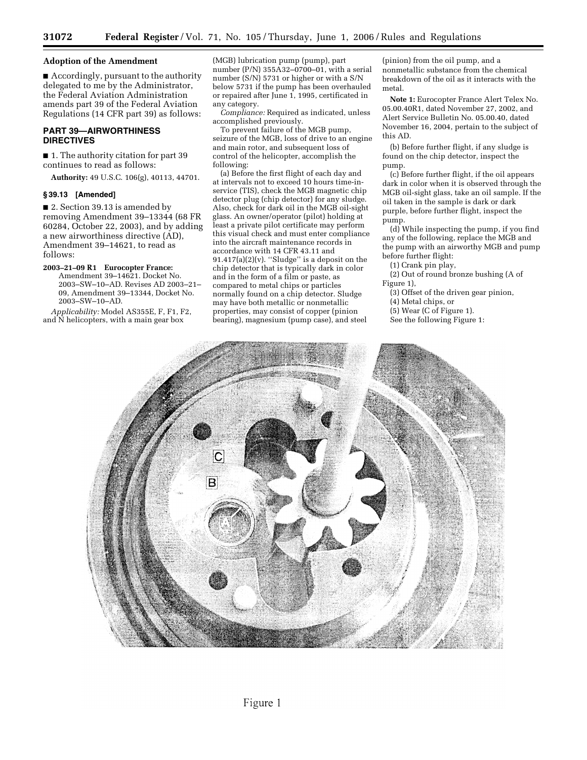## Adoption of the Amendment

■ Accordingly, pursuant to the authority delegated to me by the Administrator, the Federal Aviation Administration amends part 39 of the Federal Aviation Regulations (14 CFR part 39) as follows:

## PART 39—AIRWORTHINESS DIRECTIVES

■ 1. The authority citation for part 39 continues to read as follows:

**Authority:** 49 U.S.C. 106(g), 40113, 44701.

### § 39.13 [Amended]

■ 2. Section 39.13 is amended by removing Amendment 39–13344 (68 FR 60284, October 22, 2003), and by adding a new airworthiness directive (AD), Amendment 39–14621, to read as follows:

**2003–21–09 R1 Eurocopter France:** Amendment 39–14621. Docket No. 2003–SW–10–AD. Revises AD 2003–21–09, Amendment 39–13344, Docket No. 2003–SW–10–AD.

*Applicability:* Model AS355E, F, F1, F2, and N helicopters, with a main gear box (MGB) lubrication pump (pump), part number (P/N) 355A32–0700–01, with a serial number (S/N) 5731 or higher or with a S/N below 5731 if the pump has been overhauled or repaired after June 1, 1995, certificated in any category.

*Compliance:* Required as indicated, unless accomplished previously.

To prevent failure of the MGB pump, seizure of the MGB, loss of drive to an engine and main rotor, and subsequent loss of control of the helicopter, accomplish the following:

(a) Before the first flight of each day and at intervals not to exceed 10 hours time-in-service (TIS), check the MGB magnetic chip detector plug (chip detector) for any sludge. Also, check for dark oil in the MGB oil-sight glass. An owner/operator (pilot) holding at least a private pilot certificate may perform this visual check and must enter compliance into the aircraft maintenance records in accordance with 14 CFR 43.11 and 91.417(a)(2)(v). "Sludge" is a deposit on the chip detector that is typically dark in color and in the form of a film or paste, as compared to metal chips or particles normally found on a chip detector. Sludge may have both metallic or nonmetallic properties, may consist of copper (pinion bearing), magnesium (pump case), and steel (pinion) from the oil pump, and a nonmetallic substance from the chemical breakdown of the oil as it interacts with the metal.

**Note 1:** Eurocopter France Alert Telex No. 05.00.40R1, dated November 27, 2002, and Alert Service Bulletin No. 05.00.40, dated November 16, 2004, pertain to the subject of this AD.

(b) Before further flight, if any sludge is found on the chip detector, inspect the pump.

(c) Before further flight, if the oil appears dark in color when it is observed through the MGB oil-sight glass, take an oil sample. If the oil taken in the sample is dark or dark purple, before further flight, inspect the pump.

(d) While inspecting the pump, if you find any of the following, replace the MGB and the pump with an airworthy MGB and pump before further flight:

(1) Crank pin play,

(2) Out of round bronze bushing (A of Figure 1),

(3) Offset of the driven gear pinion,

(4) Metal chips, or

(5) Wear (C of Figure 1).

See the following Figure 1:

Figure 1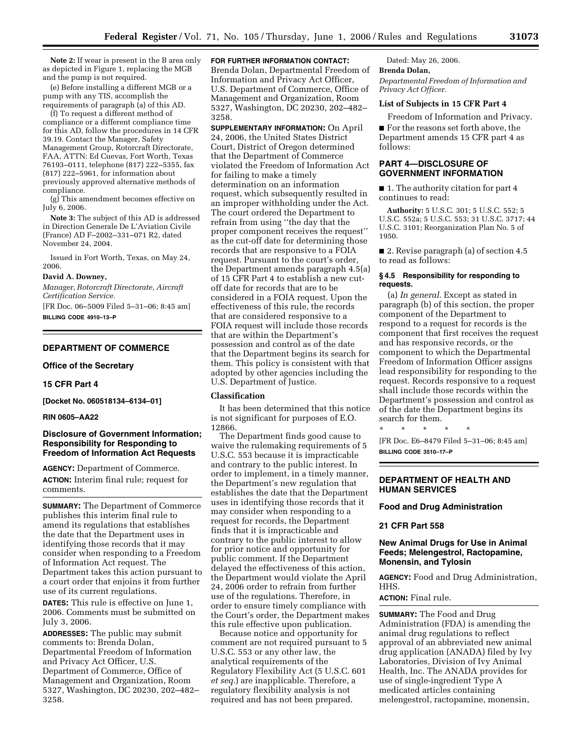**Note 2:** If wear is present in the B area only as depicted in Figure 1, replacing the MGB and the pump is not required.

(e) Before installing a different MGB or a pump with any TIS, accomplish the requirements of paragraph (a) of this AD.

(f) To request a different method of compliance or a different compliance time for this AD, follow the procedures in 14 CFR 39.19. Contact the Manager, Safety Management Group, Rotorcraft Directorate, FAA, ATTN: Ed Cuevas, Fort Worth, Texas 76193–0111, telephone (817) 222–5355, fax (817) 222–5961, for information about previously approved alternative methods of compliance.

(g) This amendment becomes effective on July 6, 2006.

**Note 3:** The subject of this AD is addressed in Direction Generale De L'Aviation Civile (France) AD F–2002–331–071 R2, dated November 24, 2004.

Issued in Fort Worth, Texas, on May 24, 2006.

**David A. Downey,**

*Manager, Rotorcraft Directorate, Aircraft Certification Service.*

[FR Doc. 06–5009 Filed 5–31–06; 8:45 am]

**BILLING CODE 4910–13–P**

## DEPARTMENT OF COMMERCE

### Office of the Secretary

### 15 CFR Part 4

**[Docket No. 060518134–6134–01]**

**RIN 0605–AA22**

### Disclosure of Government Information; Responsibility for Responding to Freedom of Information Act Requests

**AGENCY:** Department of Commerce.

**ACTION:** Interim final rule; request for comments.

**SUMMARY:** The Department of Commerce publishes this interim final rule to amend its regulations that establishes the date that the Department uses in identifying those records that it may consider when responding to a Freedom of Information Act request. The Department takes this action pursuant to a court order that enjoins it from further use of its current regulations.

**DATES:** This rule is effective on June 1, 2006. Comments must be submitted on July 3, 2006.

**ADDRESSES:** The public may submit comments to: Brenda Dolan, Departmental Freedom of Information and Privacy Act Officer, U.S. Department of Commerce, Office of Management and Organization, Room 5327, Washington, DC 20230, 202–482–3258.

**FOR FURTHER INFORMATION CONTACT:** Brenda Dolan, Departmental Freedom of Information and Privacy Act Officer, U.S. Department of Commerce, Office of Management and Organization, Room 5327, Washington, DC 20230, 202–482–3258.

**SUPPLEMENTARY INFORMATION:** On April 24, 2006, the United States District Court, District of Oregon determined that the Department of Commerce violated the Freedom of Information Act for failing to make a timely determination on an information request, which subsequently resulted in an improper withholding under the Act. The court ordered the Department to refrain from using ''the day that the proper component receives the request'' as the cut-off date for determining those records that are responsive to a FOIA request. Pursuant to the court's order, the Department amends paragraph 4.5(a) of 15 CFR Part 4 to establish a new cut-off date for records that are to be considered in a FOIA request. Upon the effectiveness of this rule, the records that are considered responsive to a FOIA request will include those records that are within the Department's possession and control as of the date that the Department begins its search for them. This policy is consistent with that adopted by other agencies including the U.S. Department of Justice.

#### Classification

It has been determined that this notice is not significant for purposes of E.O. 12866.

The Department finds good cause to waive the rulemaking requirements of 5 U.S.C. 553 because it is impracticable and contrary to the public interest. In order to implement, in a timely manner, the Department's new regulation that establishes the date that the Department uses in identifying those records that it may consider when responding to a request for records, the Department finds that it is impracticable and contrary to the public interest to allow for prior notice and opportunity for public comment. If the Department delayed the effectiveness of this action, the Department would violate the April 24, 2006 order to refrain from further use of the regulations. Therefore, in order to ensure timely compliance with the Court's order, the Department makes this rule effective upon publication.

Because notice and opportunity for comment are not required pursuant to 5 U.S.C. 553 or any other law, the analytical requirements of the Regulatory Flexibility Act (5 U.S.C. 601 *et seq.*) are inapplicable. Therefore, a regulatory flexibility analysis is not required and has not been prepared.

Dated: May 26, 2006.

**Brenda Dolan,**

*Departmental Freedom of Information and Privacy Act Officer.*

#### List of Subjects in 15 CFR Part 4

Freedom of Information and Privacy.

■ For the reasons set forth above, the Department amends 15 CFR part 4 as follows:

### PART 4—DISCLOSURE OF GOVERNMENT INFORMATION

■ 1. The authority citation for part 4 continues to read:

**Authority:** 5 U.S.C. 301; 5 U.S.C. 552; 5 U.S.C. 552a; 5 U.S.C. 553; 31 U.S.C. 3717; 44 U.S.C. 3101; Reorganization Plan No. 5 of 1950.

■ 2. Revise paragraph (a) of section 4.5 to read as follows:

#### § 4.5 Responsibility for responding to requests.

(a) *In general.* Except as stated in paragraph (b) of this section, the proper component of the Department to respond to a request for records is the component that first receives the request and has responsive records, or the component to which the Departmental Freedom of Information Officer assigns lead responsibility for responding to the request. Records responsive to a request shall include those records within the Department's possession and control as of the date the Department begins its search for them.

\* \* \* \* \*

[FR Doc. E6–8479 Filed 5–31–06; 8:45 am]

**BILLING CODE 3510–17–P**

## DEPARTMENT OF HEALTH AND HUMAN SERVICES

### Food and Drug Administration

### 21 CFR Part 558

### New Animal Drugs for Use in Animal Feeds; Melengestrol, Ractopamine, Monensin, and Tylosin

**AGENCY:** Food and Drug Administration, HHS.

**ACTION:** Final rule.

**SUMMARY:** The Food and Drug Administration (FDA) is amending the animal drug regulations to reflect approval of an abbreviated new animal drug application (ANADA) filed by Ivy Laboratories, Division of Ivy Animal Health, Inc. The ANADA provides for use of single-ingredient Type A medicated articles containing melengestrol, ractopamine, monensin,